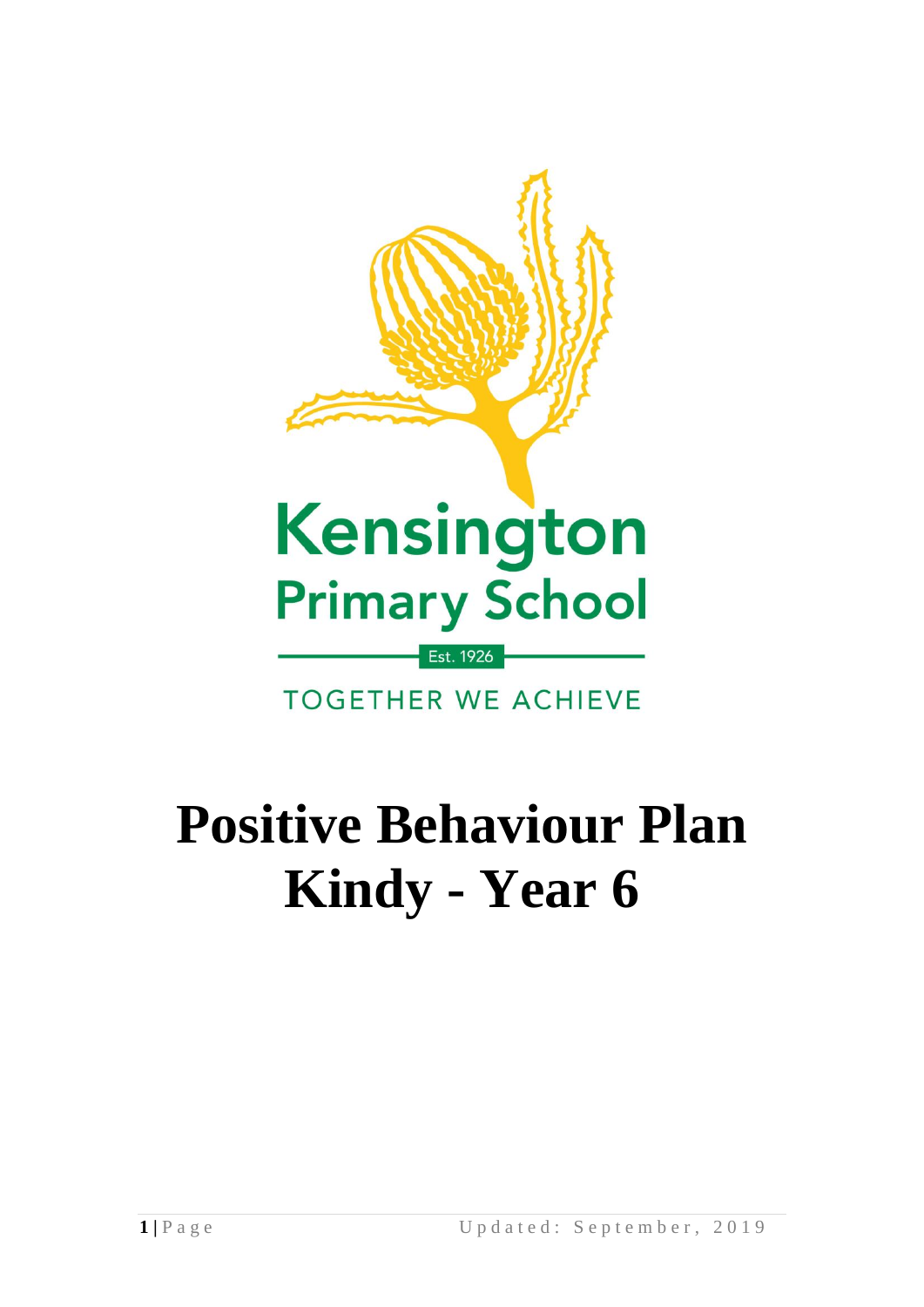Kensington Primary School

Est. 1926

TOGETHER WE ACHIEVE

# Positive Behaviour Plan Kindy - Year 6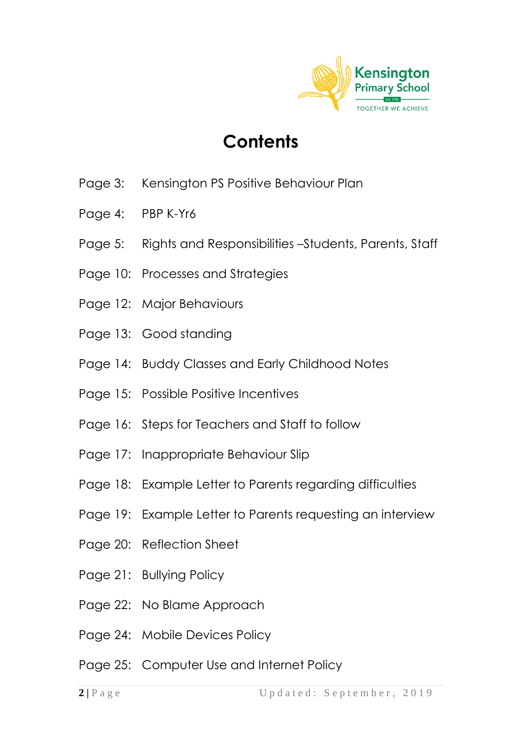# Contents

Page 3: Kensington PS Positive Behaviour Plan

Page 4: PBP K-Yr6

Page 5: Rights and Responsibilities –Students, Parents, Staff

Page 10: Processes and Strategies

Page 12: Major Behaviours

Page 13: Good standing

Page 14: Buddy Classes and Early Childhood Notes

Page 15: Possible Positive Incentives

Page 16: Steps for Teachers and Staff to follow

Page 17: Inappropriate Behaviour Slip

Page 18: Example Letter to Parents regarding difficulties

Page 19: Example Letter to Parents requesting an interview

Page 20: Reflection Sheet

Page 21: Bullying Policy

Page 22: No Blame Approach

Page 24: Mobile Devices Policy

Page 25: Computer Use and Internet Policy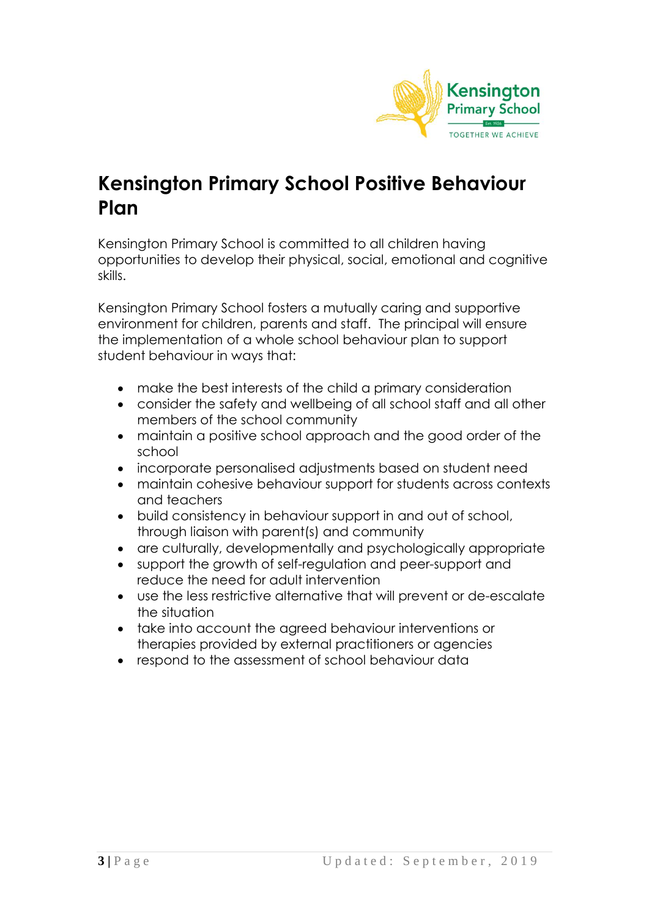# Kensington Primary School Positive Behaviour Plan

Kensington Primary School is committed to all children having opportunities to develop their physical, social, emotional and cognitive skills.

Kensington Primary School fosters a mutually caring and supportive environment for children, parents and staff. The principal will ensure the implementation of a whole school behaviour plan to support student behaviour in ways that:

- make the best interests of the child a primary consideration
- consider the safety and wellbeing of all school staff and all other members of the school community
- maintain a positive school approach and the good order of the school
- incorporate personalised adjustments based on student need
- maintain cohesive behaviour support for students across contexts and teachers
- build consistency in behaviour support in and out of school, through liaison with parent(s) and community
- are culturally, developmentally and psychologically appropriate
- support the growth of self-regulation and peer-support and reduce the need for adult intervention
- use the less restrictive alternative that will prevent or de-escalate the situation
- take into account the agreed behaviour interventions or therapies provided by external practitioners or agencies
- respond to the assessment of school behaviour data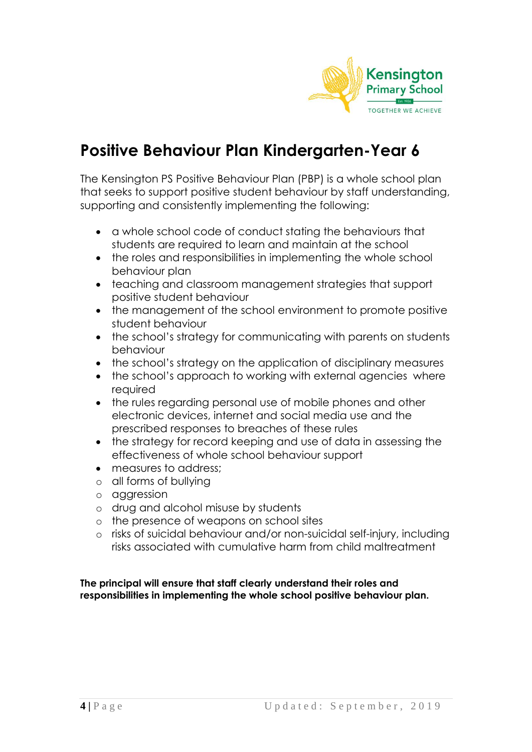# Positive Behaviour Plan Kindergarten-Year 6

The Kensington PS Positive Behaviour Plan (PBP) is a whole school plan that seeks to support positive student behaviour by staff understanding, supporting and consistently implementing the following:

- a whole school code of conduct stating the behaviours that students are required to learn and maintain at the school
- the roles and responsibilities in implementing the whole school behaviour plan
- teaching and classroom management strategies that support positive student behaviour
- the management of the school environment to promote positive student behaviour
- the school's strategy for communicating with parents on students behaviour
- the school's strategy on the application of disciplinary measures
- the school's approach to working with external agencies where required
- the rules regarding personal use of mobile phones and other electronic devices, internet and social media use and the prescribed responses to breaches of these rules
- the strategy for record keeping and use of data in assessing the effectiveness of whole school behaviour support
- measures to address;
  - all forms of bullying
  - aggression
  - drug and alcohol misuse by students
  - the presence of weapons on school sites
  - risks of suicidal behaviour and/or non-suicidal self-injury, including risks associated with cumulative harm from child maltreatment

**The principal will ensure that staff clearly understand their roles and responsibilities in implementing the whole school positive behaviour plan.**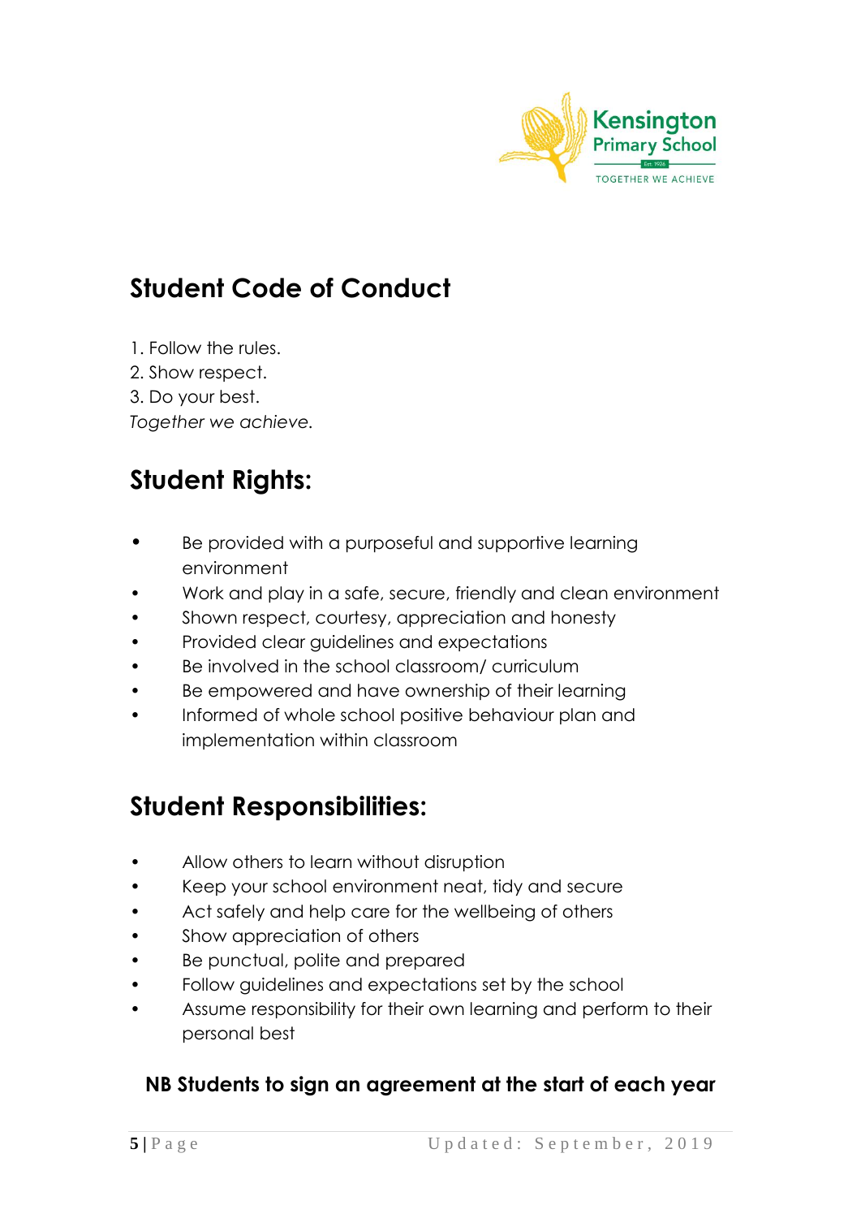## Student Code of Conduct

1. Follow the rules.
2. Show respect.
3. Do your best.

*Together we achieve.*

## Student Rights:

- Be provided with a purposeful and supportive learning environment
- Work and play in a safe, secure, friendly and clean environment
- Shown respect, courtesy, appreciation and honesty
- Provided clear guidelines and expectations
- Be involved in the school classroom/ curriculum
- Be empowered and have ownership of their learning
- Informed of whole school positive behaviour plan and implementation within classroom

## Student Responsibilities:

- Allow others to learn without disruption
- Keep your school environment neat, tidy and secure
- Act safely and help care for the wellbeing of others
- Show appreciation of others
- Be punctual, polite and prepared
- Follow guidelines and expectations set by the school
- Assume responsibility for their own learning and perform to their personal best

**NB Students to sign an agreement at the start of each year**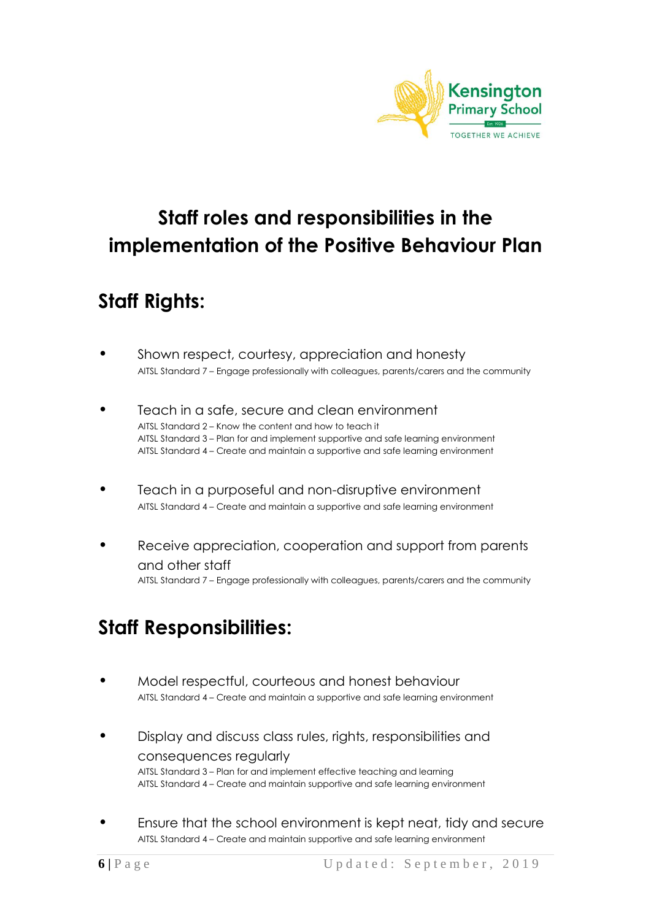# Staff roles and responsibilities in the implementation of the Positive Behaviour Plan

## Staff Rights:

- Shown respect, courtesy, appreciation and honesty
  AITSL Standard 7 – Engage professionally with colleagues, parents/carers and the community

- Teach in a safe, secure and clean environment
  AITSL Standard 2 – Know the content and how to teach it
  AITSL Standard 3 – Plan for and implement supportive and safe learning environment
  AITSL Standard 4 – Create and maintain a supportive and safe learning environment

- Teach in a purposeful and non-disruptive environment
  AITSL Standard 4 – Create and maintain a supportive and safe learning environment

- Receive appreciation, cooperation and support from parents and other staff
  AITSL Standard 7 – Engage professionally with colleagues, parents/carers and the community

## Staff Responsibilities:

- Model respectful, courteous and honest behaviour
  AITSL Standard 4 – Create and maintain a supportive and safe learning environment

- Display and discuss class rules, rights, responsibilities and consequences regularly
  AITSL Standard 3 – Plan for and implement effective teaching and learning
  AITSL Standard 4 – Create and maintain supportive and safe learning environment

- Ensure that the school environment is kept neat, tidy and secure
  AITSL Standard 4 – Create and maintain supportive and safe learning environment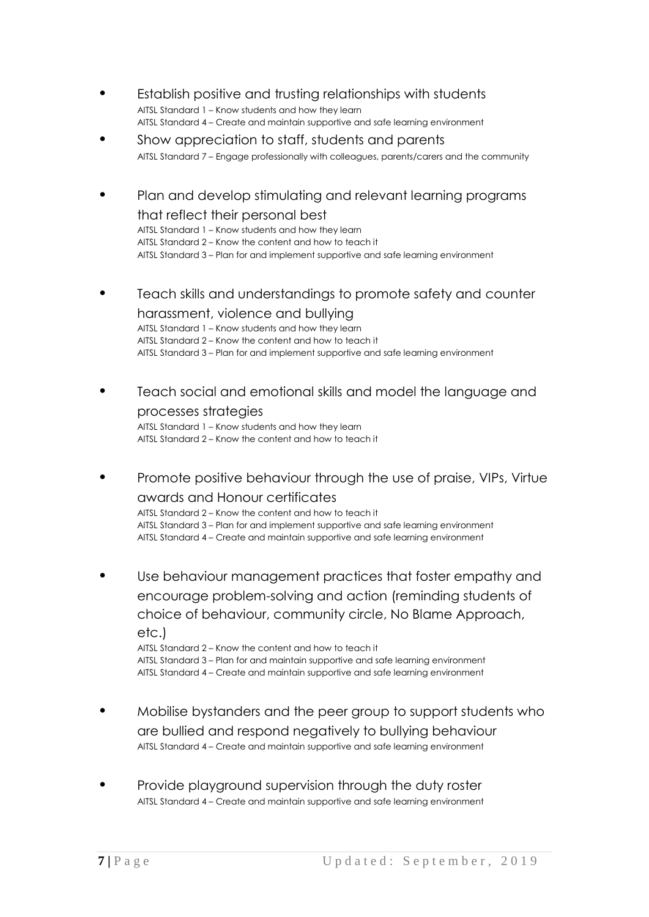- Establish positive and trusting relationships with students
  AITSL Standard 1 – Know students and how they learn
  AITSL Standard 4 – Create and maintain supportive and safe learning environment
- Show appreciation to staff, students and parents
  AITSL Standard 7 – Engage professionally with colleagues, parents/carers and the community
- Plan and develop stimulating and relevant learning programs that reflect their personal best
  AITSL Standard 1 – Know students and how they learn
  AITSL Standard 2 – Know the content and how to teach it
  AITSL Standard 3 – Plan for and implement supportive and safe learning environment
- Teach skills and understandings to promote safety and counter harassment, violence and bullying
  AITSL Standard 1 – Know students and how they learn
  AITSL Standard 2 – Know the content and how to teach it
  AITSL Standard 3 – Plan for and implement supportive and safe learning environment
- Teach social and emotional skills and model the language and processes strategies
  AITSL Standard 1 – Know students and how they learn
  AITSL Standard 2 – Know the content and how to teach it
- Promote positive behaviour through the use of praise, VIPs, Virtue awards and Honour certificates
  AITSL Standard 2 – Know the content and how to teach it
  AITSL Standard 3 – Plan for and implement supportive and safe learning environment
  AITSL Standard 4 – Create and maintain supportive and safe learning environment
- Use behaviour management practices that foster empathy and encourage problem-solving and action (reminding students of choice of behaviour, community circle, No Blame Approach, etc.)
  AITSL Standard 2 – Know the content and how to teach it
  AITSL Standard 3 – Plan for and maintain supportive and safe learning environment
  AITSL Standard 4 – Create and maintain supportive and safe learning environment
- Mobilise bystanders and the peer group to support students who are bullied and respond negatively to bullying behaviour
  AITSL Standard 4 – Create and maintain supportive and safe learning environment
- Provide playground supervision through the duty roster
  AITSL Standard 4 – Create and maintain supportive and safe learning environment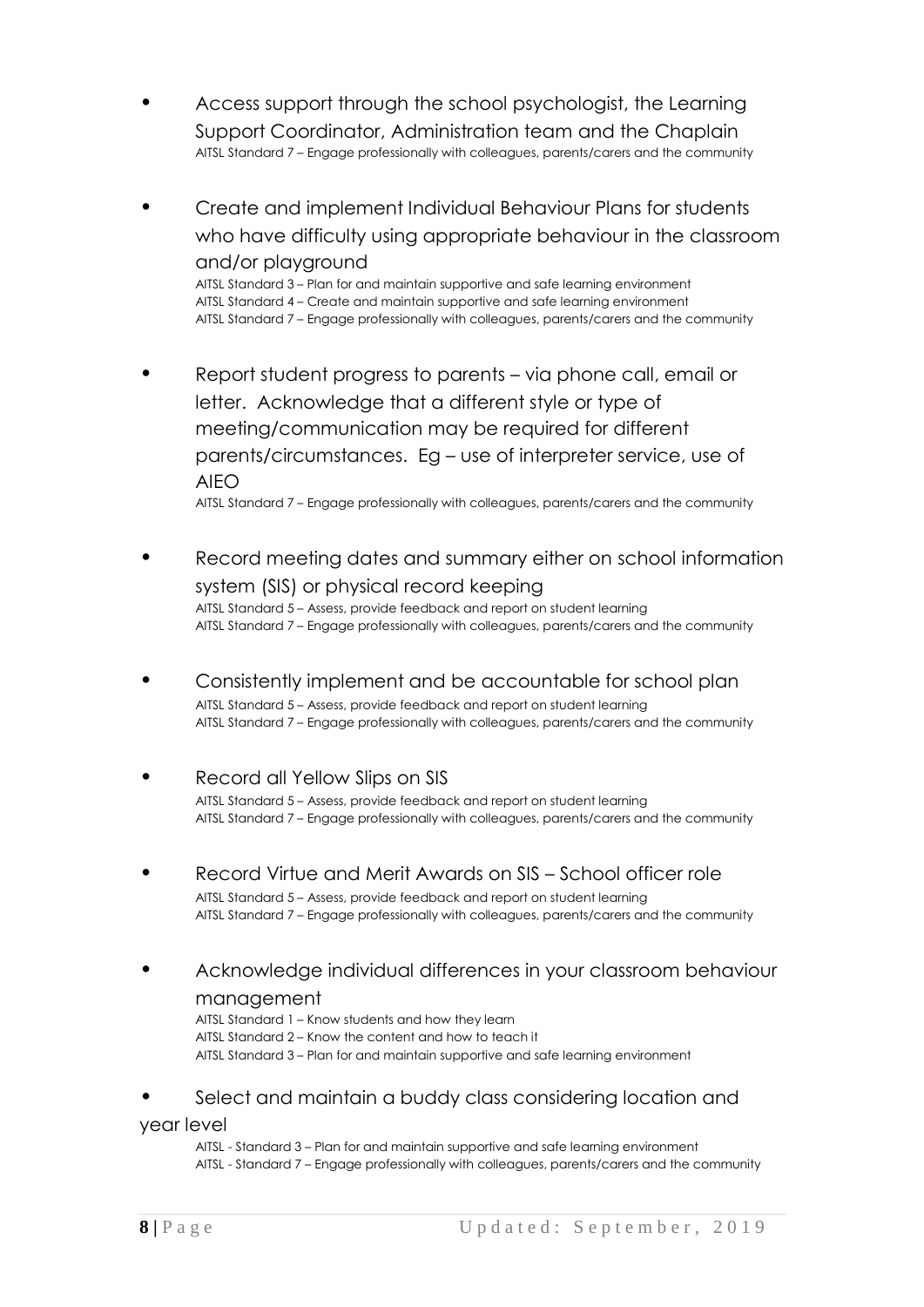- Access support through the school psychologist, the Learning Support Coordinator, Administration team and the Chaplain
  AITSL Standard 7 – Engage professionally with colleagues, parents/carers and the community

- Create and implement Individual Behaviour Plans for students who have difficulty using appropriate behaviour in the classroom and/or playground
  AITSL Standard 3 – Plan for and maintain supportive and safe learning environment
  AITSL Standard 4 – Create and maintain supportive and safe learning environment
  AITSL Standard 7 – Engage professionally with colleagues, parents/carers and the community

- Report student progress to parents – via phone call, email or letter. Acknowledge that a different style or type of meeting/communication may be required for different parents/circumstances. Eg – use of interpreter service, use of AIEO
  AITSL Standard 7 – Engage professionally with colleagues, parents/carers and the community

- Record meeting dates and summary either on school information system (SIS) or physical record keeping
  AITSL Standard 5 – Assess, provide feedback and report on student learning
  AITSL Standard 7 – Engage professionally with colleagues, parents/carers and the community

- Consistently implement and be accountable for school plan
  AITSL Standard 5 – Assess, provide feedback and report on student learning
  AITSL Standard 7 – Engage professionally with colleagues, parents/carers and the community

- Record all Yellow Slips on SIS
  AITSL Standard 5 – Assess, provide feedback and report on student learning
  AITSL Standard 7 – Engage professionally with colleagues, parents/carers and the community

- Record Virtue and Merit Awards on SIS – School officer role
  AITSL Standard 5 – Assess, provide feedback and report on student learning
  AITSL Standard 7 – Engage professionally with colleagues, parents/carers and the community

- Acknowledge individual differences in your classroom behaviour management
  AITSL Standard 1 – Know students and how they learn
  AITSL Standard 2 – Know the content and how to teach it
  AITSL Standard 3 – Plan for and maintain supportive and safe learning environment

- Select and maintain a buddy class considering location and year level
  AITSL - Standard 3 – Plan for and maintain supportive and safe learning environment
  AITSL - Standard 7 – Engage professionally with colleagues, parents/carers and the community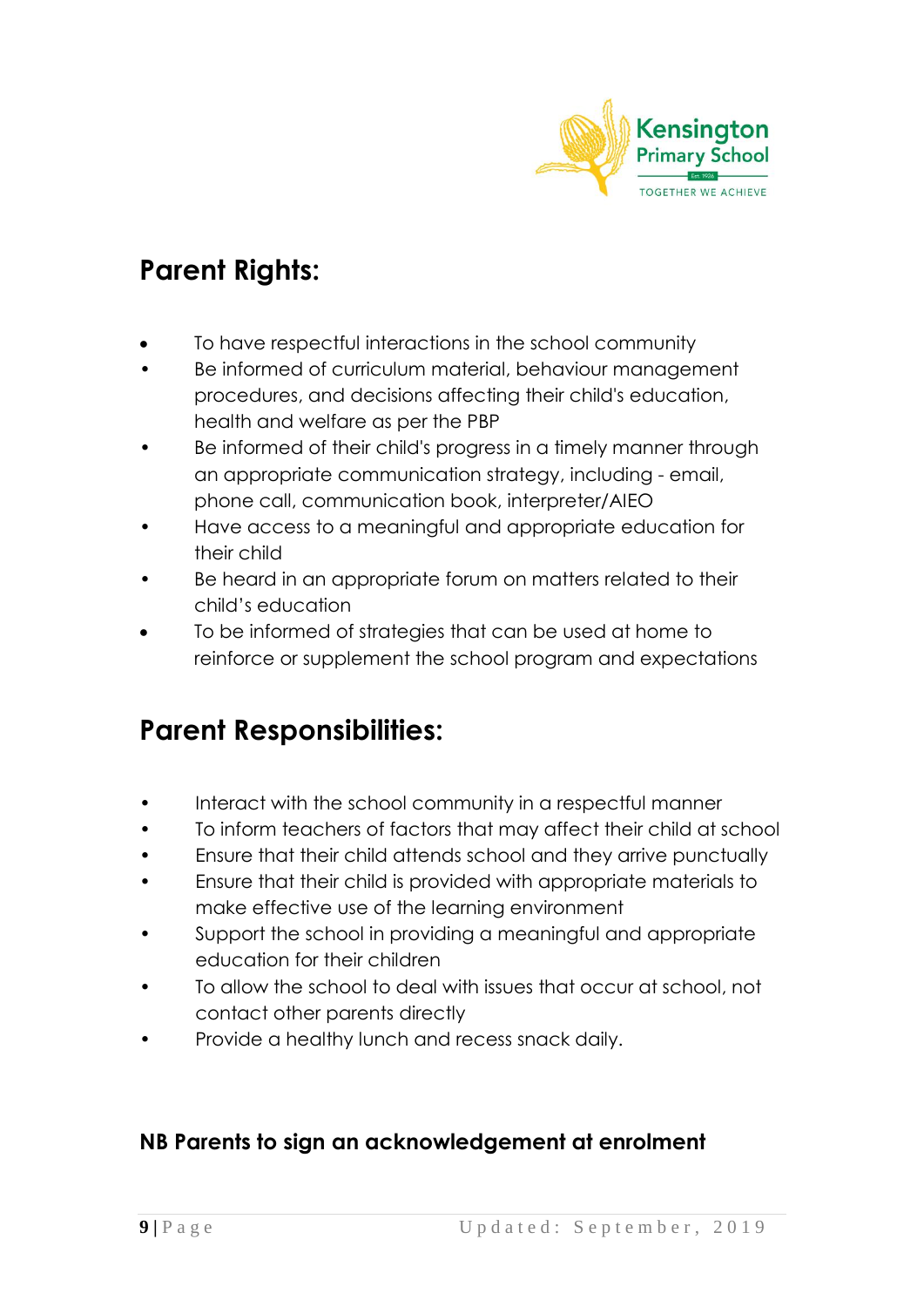## Parent Rights:

- To have respectful interactions in the school community
- Be informed of curriculum material, behaviour management procedures, and decisions affecting their child's education, health and welfare as per the PBP
- Be informed of their child's progress in a timely manner through an appropriate communication strategy, including - email, phone call, communication book, interpreter/AIEO
- Have access to a meaningful and appropriate education for their child
- Be heard in an appropriate forum on matters related to their child's education
- To be informed of strategies that can be used at home to reinforce or supplement the school program and expectations

## Parent Responsibilities:

- Interact with the school community in a respectful manner
- To inform teachers of factors that may affect their child at school
- Ensure that their child attends school and they arrive punctually
- Ensure that their child is provided with appropriate materials to make effective use of the learning environment
- Support the school in providing a meaningful and appropriate education for their children
- To allow the school to deal with issues that occur at school, not contact other parents directly
- Provide a healthy lunch and recess snack daily.

**NB Parents to sign an acknowledgement at enrolment**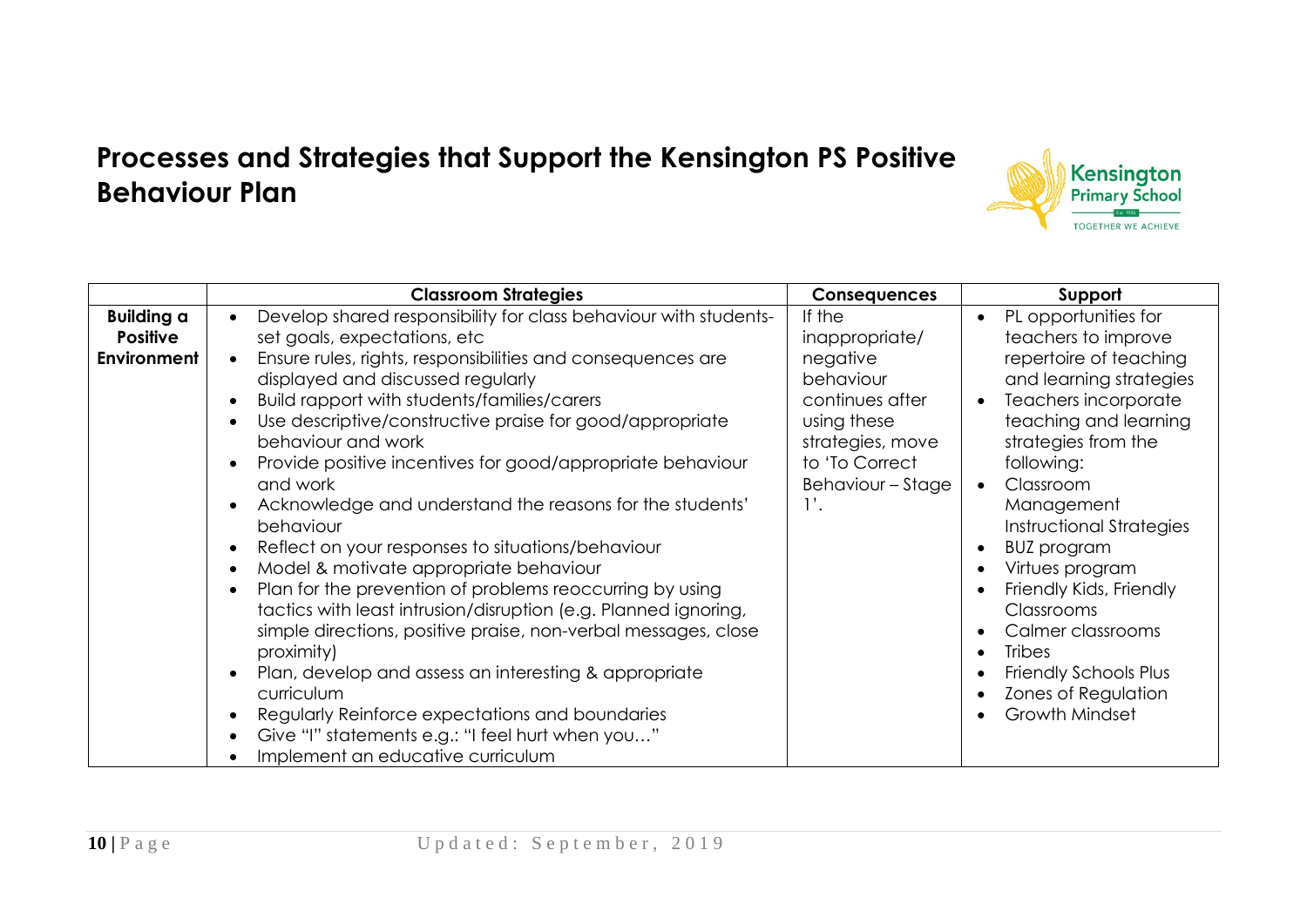# Processes and Strategies that Support the Kensington PS Positive Behaviour Plan

| | Classroom Strategies | Consequences | Support |
|---|---|---|---|
| **Building a Positive Environment** | • Develop shared responsibility for class behaviour with students- set goals, expectations, etc<br>• Ensure rules, rights, responsibilities and consequences are displayed and discussed regularly<br>• Build rapport with students/families/carers<br>• Use descriptive/constructive praise for good/appropriate behaviour and work<br>• Provide positive incentives for good/appropriate behaviour and work<br>• Acknowledge and understand the reasons for the students' behaviour<br>• Reflect on your responses to situations/behaviour<br>• Model & motivate appropriate behaviour<br>• Plan for the prevention of problems reoccurring by using tactics with least intrusion/disruption (e.g. Planned ignoring, simple directions, positive praise, non-verbal messages, close proximity)<br>• Plan, develop and assess an interesting & appropriate curriculum<br>• Regularly Reinforce expectations and boundaries<br>• Give "I" statements e.g.: "I feel hurt when you…"<br>• Implement an educative curriculum | If the inappropriate/ negative behaviour continues after using these strategies, move to 'To Correct Behaviour – Stage 1'. | • PL opportunities for teachers to improve repertoire of teaching and learning strategies<br>• Teachers incorporate teaching and learning strategies from the following:<br>• Classroom Management Instructional Strategies<br>• BUZ program<br>• Virtues program<br>• Friendly Kids, Friendly Classrooms<br>• Calmer classrooms<br>• Tribes<br>• Friendly Schools Plus<br>• Zones of Regulation<br>• Growth Mindset |

Updated: September, 2019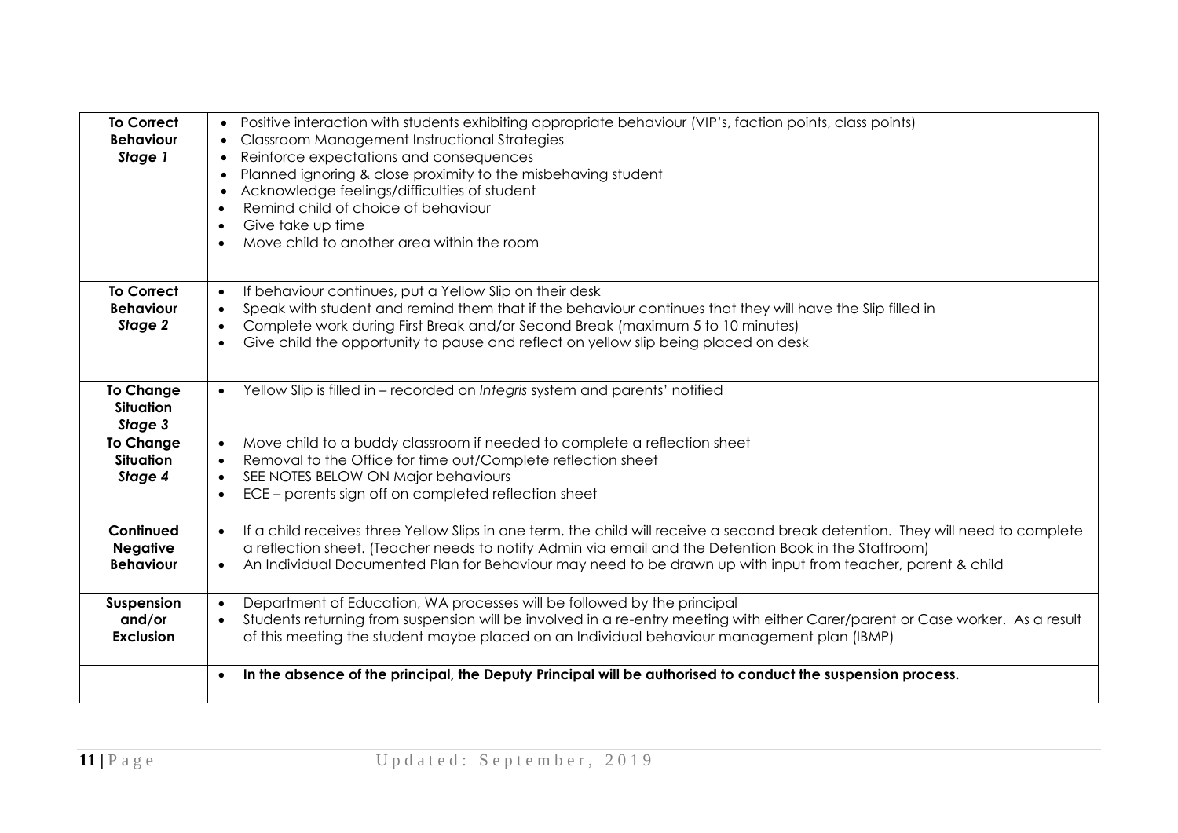| | |
|---|---|
| **To Correct Behaviour** ***Stage 1*** | • Positive interaction with students exhibiting appropriate behaviour (VIP's, faction points, class points)<br>• Classroom Management Instructional Strategies<br>• Reinforce expectations and consequences<br>• Planned ignoring & close proximity to the misbehaving student<br>• Acknowledge feelings/difficulties of student<br>• Remind child of choice of behaviour<br>• Give take up time<br>• Move child to another area within the room |
| **To Correct Behaviour** ***Stage 2*** | • If behaviour continues, put a Yellow Slip on their desk<br>• Speak with student and remind them that if the behaviour continues that they will have the Slip filled in<br>• Complete work during First Break and/or Second Break (maximum 5 to 10 minutes)<br>• Give child the opportunity to pause and reflect on yellow slip being placed on desk |
| **To Change Situation** ***Stage 3*** | • Yellow Slip is filled in – recorded on *Integris* system and parents' notified |
| **To Change Situation** ***Stage 4*** | • Move child to a buddy classroom if needed to complete a reflection sheet<br>• Removal to the Office for time out/Complete reflection sheet<br>• SEE NOTES BELOW ON Major behaviours<br>• ECE – parents sign off on completed reflection sheet |
| **Continued Negative Behaviour** | • If a child receives three Yellow Slips in one term, the child will receive a second break detention. They will need to complete a reflection sheet. (Teacher needs to notify Admin via email and the Detention Book in the Staffroom)<br>• An Individual Documented Plan for Behaviour may need to be drawn up with input from teacher, parent & child |
| **Suspension and/or Exclusion** | • Department of Education, WA processes will be followed by the principal<br>• Students returning from suspension will be involved in a re-entry meeting with either Carer/parent or Case worker. As a result of this meeting the student maybe placed on an Individual behaviour management plan (IBMP) |
| | • **In the absence of the principal, the Deputy Principal will be authorised to conduct the suspension process.** |

Updated: September, 2019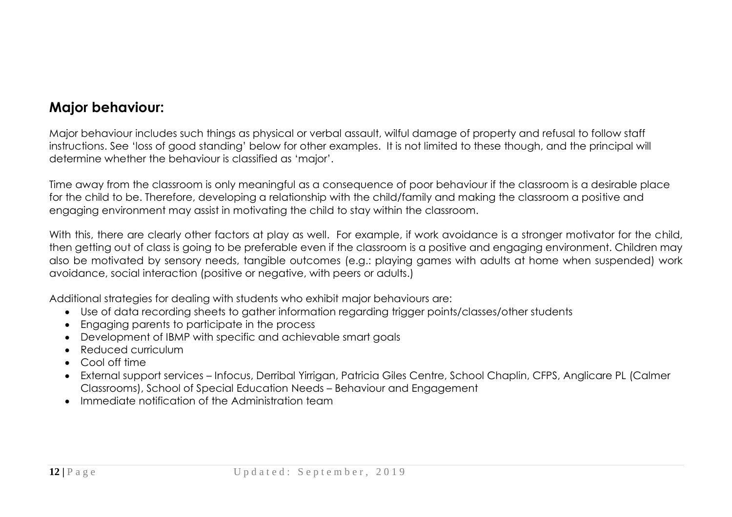## Major behaviour:

Major behaviour includes such things as physical or verbal assault, wilful damage of property and refusal to follow staff instructions. See 'loss of good standing' below for other examples. It is not limited to these though, and the principal will determine whether the behaviour is classified as 'major'.

Time away from the classroom is only meaningful as a consequence of poor behaviour if the classroom is a desirable place for the child to be. Therefore, developing a relationship with the child/family and making the classroom a positive and engaging environment may assist in motivating the child to stay within the classroom.

With this, there are clearly other factors at play as well. For example, if work avoidance is a stronger motivator for the child, then getting out of class is going to be preferable even if the classroom is a positive and engaging environment. Children may also be motivated by sensory needs, tangible outcomes (e.g.: playing games with adults at home when suspended) work avoidance, social interaction (positive or negative, with peers or adults.)

Additional strategies for dealing with students who exhibit major behaviours are:

- Use of data recording sheets to gather information regarding trigger points/classes/other students
- Engaging parents to participate in the process
- Development of IBMP with specific and achievable smart goals
- Reduced curriculum
- Cool off time
- External support services – Infocus, Derribal Yirrigan, Patricia Giles Centre, School Chaplin, CFPS, Anglicare PL (Calmer Classrooms), School of Special Education Needs – Behaviour and Engagement
- Immediate notification of the Administration team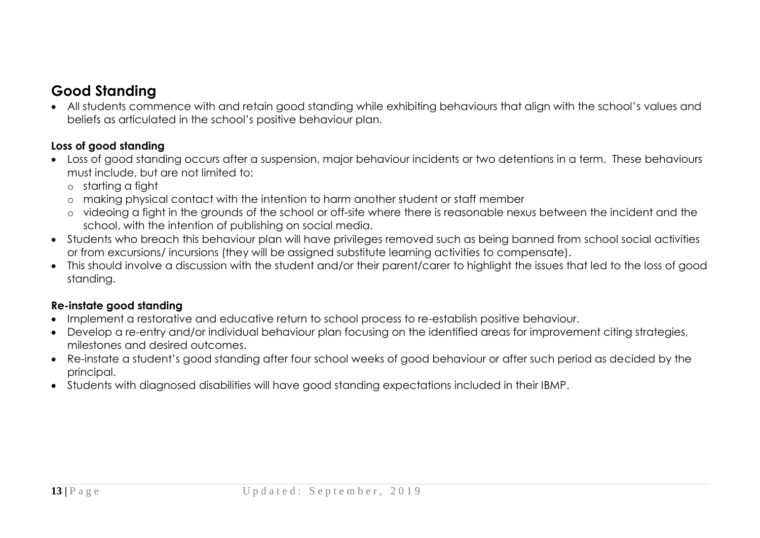## Good Standing

- All students commence with and retain good standing while exhibiting behaviours that align with the school's values and beliefs as articulated in the school's positive behaviour plan.

### Loss of good standing

- Loss of good standing occurs after a suspension, major behaviour incidents or two detentions in a term. These behaviours must include, but are not limited to:
  - starting a fight
  - making physical contact with the intention to harm another student or staff member
  - videoing a fight in the grounds of the school or off-site where there is reasonable nexus between the incident and the school, with the intention of publishing on social media.
- Students who breach this behaviour plan will have privileges removed such as being banned from school social activities or from excursions/ incursions (they will be assigned substitute learning activities to compensate).
- This should involve a discussion with the student and/or their parent/carer to highlight the issues that led to the loss of good standing.

### Re-instate good standing

- Implement a restorative and educative return to school process to re-establish positive behaviour.
- Develop a re-entry and/or individual behaviour plan focusing on the identified areas for improvement citing strategies, milestones and desired outcomes.
- Re-instate a student's good standing after four school weeks of good behaviour or after such period as decided by the principal.
- Students with diagnosed disabilities will have good standing expectations included in their IBMP.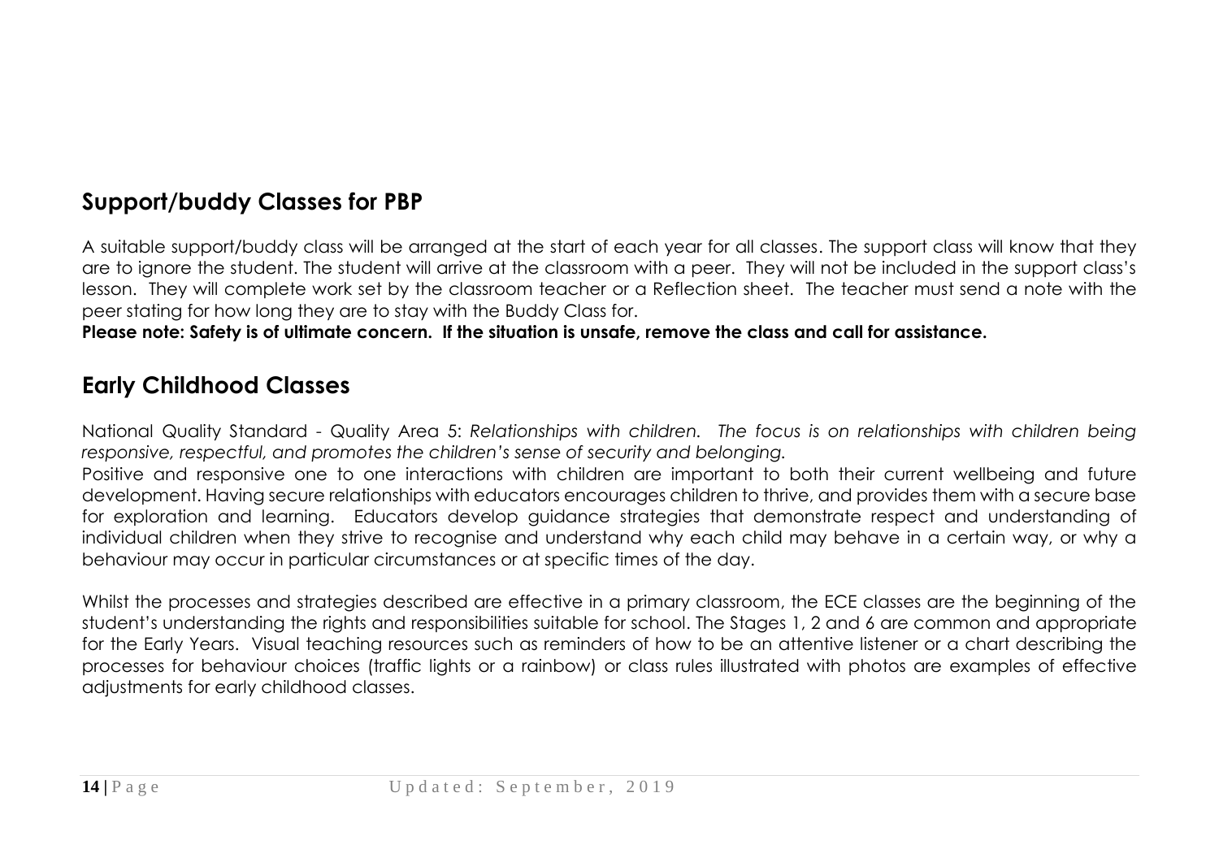## Support/buddy Classes for PBP

A suitable support/buddy class will be arranged at the start of each year for all classes. The support class will know that they are to ignore the student. The student will arrive at the classroom with a peer. They will not be included in the support class's lesson. They will complete work set by the classroom teacher or a Reflection sheet. The teacher must send a note with the peer stating for how long they are to stay with the Buddy Class for.

**Please note: Safety is of ultimate concern. If the situation is unsafe, remove the class and call for assistance.**

## Early Childhood Classes

National Quality Standard - Quality Area 5: *Relationships with children. The focus is on relationships with children being responsive, respectful, and promotes the children's sense of security and belonging.*

Positive and responsive one to one interactions with children are important to both their current wellbeing and future development. Having secure relationships with educators encourages children to thrive, and provides them with a secure base for exploration and learning. Educators develop guidance strategies that demonstrate respect and understanding of individual children when they strive to recognise and understand why each child may behave in a certain way, or why a behaviour may occur in particular circumstances or at specific times of the day.

Whilst the processes and strategies described are effective in a primary classroom, the ECE classes are the beginning of the student's understanding the rights and responsibilities suitable for school. The Stages 1, 2 and 6 are common and appropriate for the Early Years. Visual teaching resources such as reminders of how to be an attentive listener or a chart describing the processes for behaviour choices (traffic lights or a rainbow) or class rules illustrated with photos are examples of effective adjustments for early childhood classes.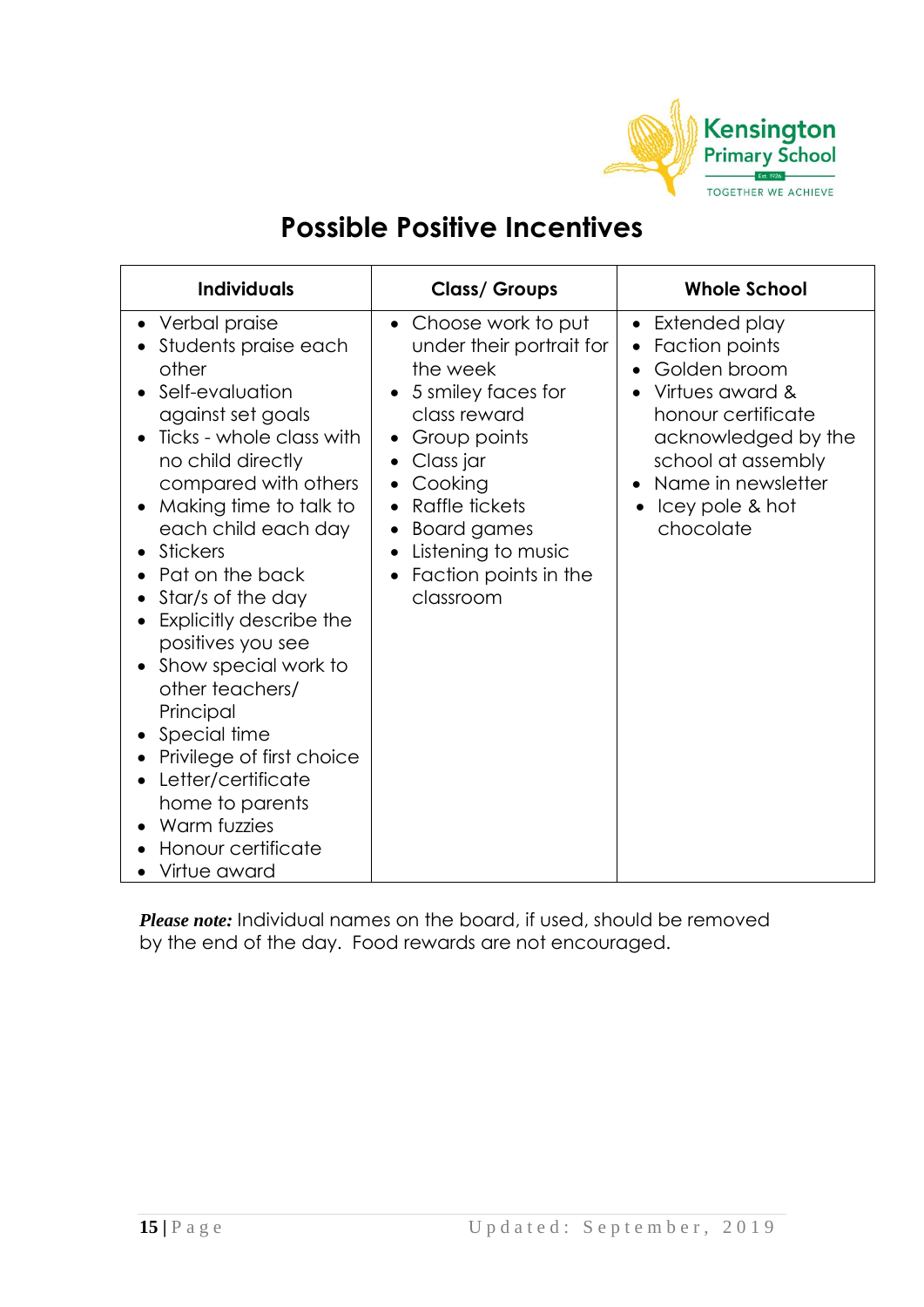# Possible Positive Incentives

| Individuals | Class/ Groups | Whole School |
|---|---|---|
| • Verbal praise<br>• Students praise each other<br>• Self-evaluation against set goals<br>• Ticks - whole class with no child directly compared with others<br>• Making time to talk to each child each day<br>• Stickers<br>• Pat on the back<br>• Star/s of the day<br>• Explicitly describe the positives you see<br>• Show special work to other teachers/ Principal<br>• Special time<br>• Privilege of first choice<br>• Letter/certificate home to parents<br>• Warm fuzzies<br>• Honour certificate<br>• Virtue award | • Choose work to put under their portrait for the week<br>• 5 smiley faces for class reward<br>• Group points<br>• Class jar<br>• Cooking<br>• Raffle tickets<br>• Board games<br>• Listening to music<br>• Faction points in the classroom | • Extended play<br>• Faction points<br>• Golden broom<br>• Virtues award & honour certificate acknowledged by the school at assembly<br>• Name in newsletter<br>• Icey pole & hot chocolate |

***Please note:*** Individual names on the board, if used, should be removed by the end of the day. Food rewards are not encouraged.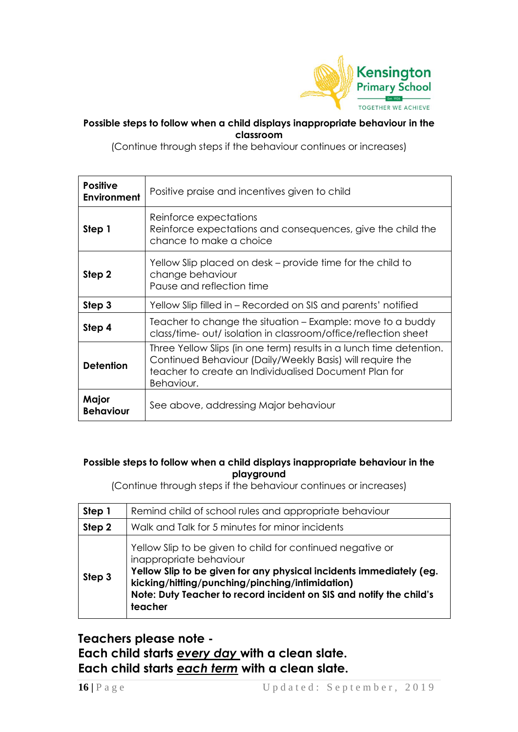**Possible steps to follow when a child displays inappropriate behaviour in the classroom**

(Continue through steps if the behaviour continues or increases)

| | |
|---|---|
| **Positive Environment** | Positive praise and incentives given to child |
| **Step 1** | Reinforce expectations<br>Reinforce expectations and consequences, give the child the chance to make a choice |
| **Step 2** | Yellow Slip placed on desk – provide time for the child to change behaviour<br>Pause and reflection time |
| **Step 3** | Yellow Slip filled in – Recorded on SIS and parents' notified |
| **Step 4** | Teacher to change the situation – Example: move to a buddy class/time- out/ isolation in classroom/office/reflection sheet |
| **Detention** | Three Yellow Slips (in one term) results in a lunch time detention. Continued Behaviour (Daily/Weekly Basis) will require the teacher to create an Individualised Document Plan for Behaviour. |
| **Major Behaviour** | See above, addressing Major behaviour |

**Possible steps to follow when a child displays inappropriate behaviour in the playground**

(Continue through steps if the behaviour continues or increases)

| | |
|---|---|
| **Step 1** | Remind child of school rules and appropriate behaviour |
| **Step 2** | Walk and Talk for 5 minutes for minor incidents |
| **Step 3** | Yellow Slip to be given to child for continued negative or inappropriate behaviour<br>**Yellow Slip to be given for any physical incidents immediately (eg. kicking/hitting/punching/pinching/intimidation)**<br>**Note: Duty Teacher to record incident on SIS and notify the child's teacher** |

**Teachers please note -**
**Each child starts *every day* with a clean slate.**
**Each child starts *each term* with a clean slate.**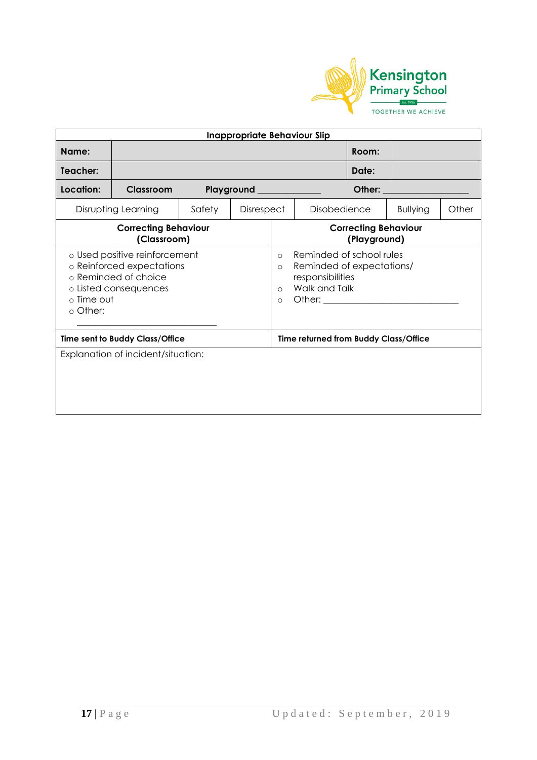Kensington Primary School

TOGETHER WE ACHIEVE

| Inappropriate Behaviour Slip | | | |
|---|---|---|---|
| **Name:** | | **Room:** | |
| **Teacher:** | | **Date:** | |
| **Location:** | **Classroom** **Playground** ____________ | **Other:** ________________ | |

| Disrupting Learning | Safety | Disrespect | Disobedience | Bullying | Other |
|---|---|---|---|---|---|

| **Correcting Behaviour (Classroom)** | **Correcting Behaviour (Playground)** |
|---|---|
| ○ Used positive reinforcement<br>○ Reinforced expectations<br>○ Reminded of choice<br>○ Listed consequences<br>○ Time out<br>○ Other:<br>___________________________ | ○ Reminded of school rules<br>○ Reminded of expectations/ responsibilities<br>○ Walk and Talk<br>○ Other: ___________________________ |
| **Time sent to Buddy Class/Office** | **Time returned from Buddy Class/Office** |
| Explanation of incident/situation: | |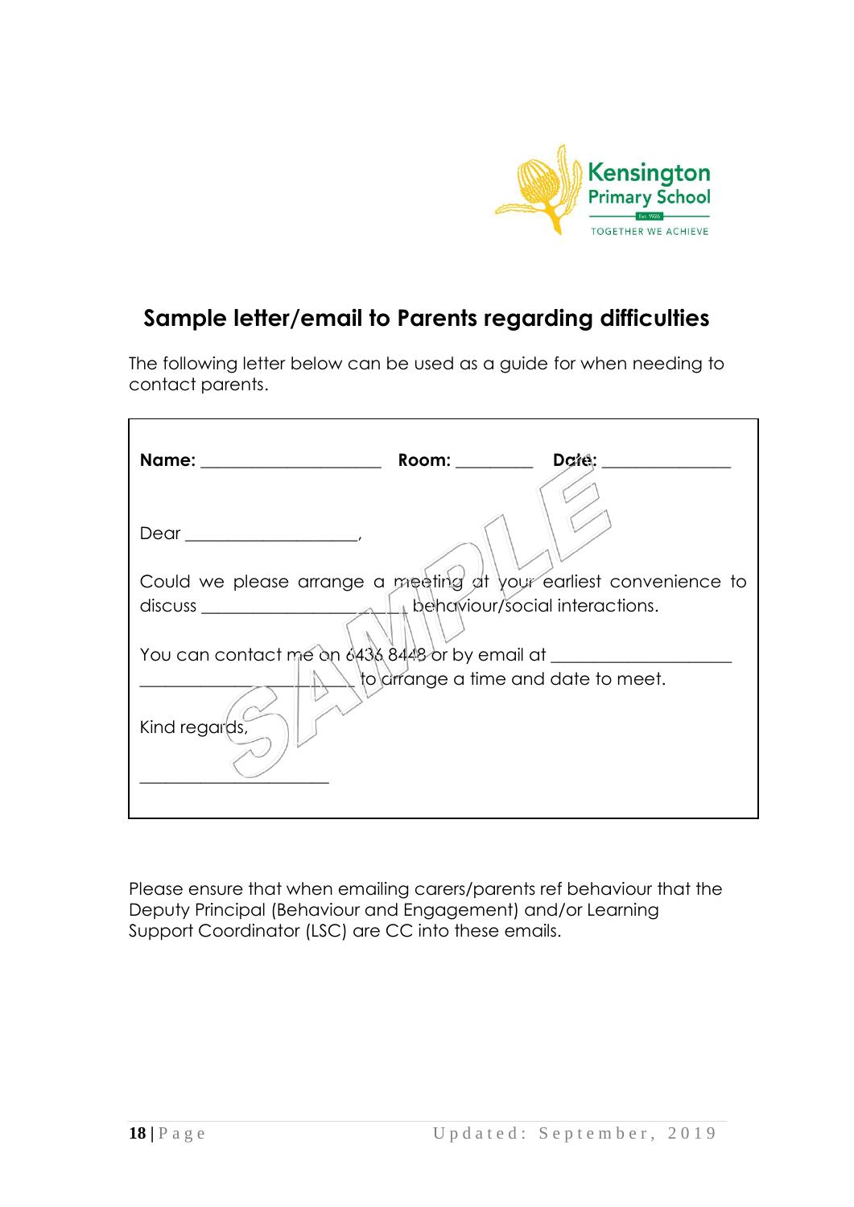Kensington Primary School

TOGETHER WE ACHIEVE

## Sample letter/email to Parents regarding difficulties

The following letter below can be used as a guide for when needing to contact parents.

> **Name:** ____________________ **Room:** ________ **Date:** ______________
>
> Dear __________________,
>
> Could we please arrange a meeting at your earliest convenience to discuss ____________________ behaviour/social interactions.
>
> You can contact me on 6436 8448 or by email at ____________________ ____________________ to arrange a time and date to meet.
>
> Kind regards,
>
> ____________________

Please ensure that when emailing carers/parents ref behaviour that the Deputy Principal (Behaviour and Engagement) and/or Learning Support Coordinator (LSC) are CC into these emails.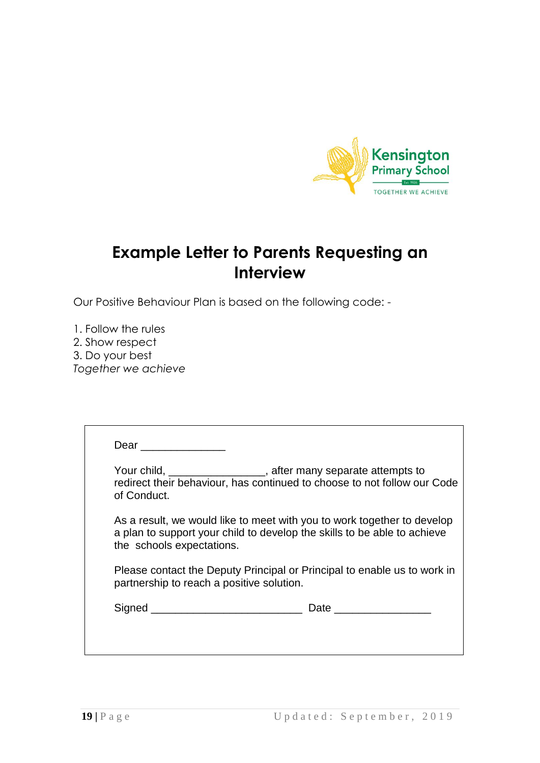# Example Letter to Parents Requesting an Interview

Our Positive Behaviour Plan is based on the following code: -

1. Follow the rules
2. Show respect
3. Do your best

*Together we achieve*

Dear ______________

Your child, ________________, after many separate attempts to redirect their behaviour, has continued to choose to not follow our Code of Conduct.

As a result, we would like to meet with you to work together to develop a plan to support your child to develop the skills to be able to achieve the schools expectations.

Please contact the Deputy Principal or Principal to enable us to work in partnership to reach a positive solution.

Signed _________________________ Date ________________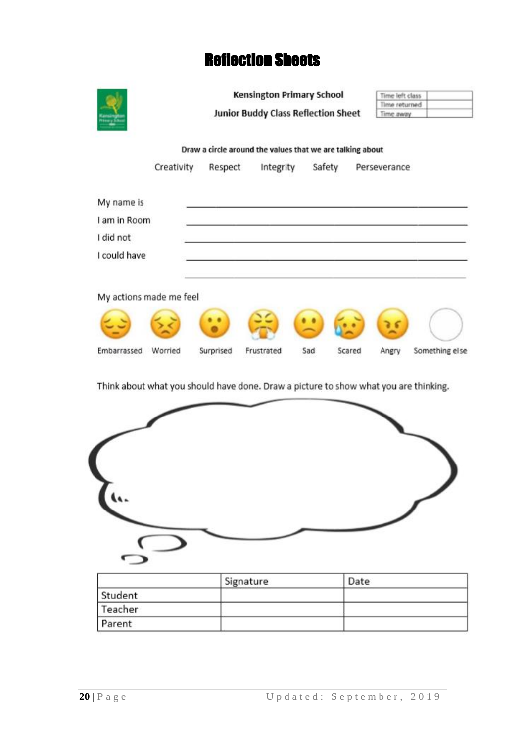# Reflection Sheets

**Kensington Primary School**

**Junior Buddy Class Reflection Sheet**

| Time left class | |
|---|---|
| Time returned | |
| Time away | |

**Draw a circle around the values that we are talking about**

Creativity Respect Integrity Safety Perseverance

My name is ____________________________________________

I am in Room ____________________________________________

I did not ____________________________________________

I could have ____________________________________________

____________________________________________

My actions made me feel

Embarrassed Worried Surprised Frustrated Sad Scared Angry Something else

Think about what you should have done. Draw a picture to show what you are thinking.

| | Signature | Date |
|---|---|---|
| Student | | |
| Teacher | | |
| Parent | | |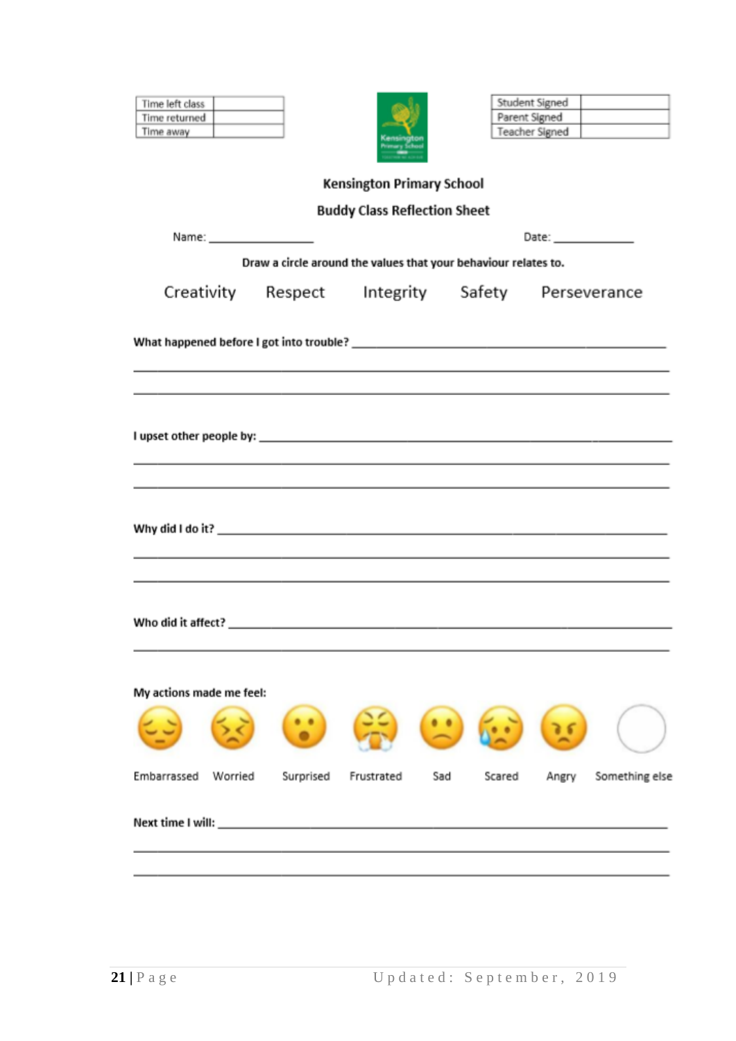| Time left class | |
|---|---|
| Time returned | |
| Time away | |

| Student Signed | |
|---|---|
| Parent Signed | |
| Teacher Signed | |

## Kensington Primary School

## Buddy Class Reflection Sheet

Name: ________________ Date: ____________

**Draw a circle around the values that your behaviour relates to.**

Creativity Respect Integrity Safety Perseverance

**What happened before I got into trouble?** ______________________________________________

______________________________________________________________________

______________________________________________________________________

**I upset other people by:** ______________________________________________________

______________________________________________________________________

______________________________________________________________________

**Why did I do it?** ____________________________________________________________

______________________________________________________________________

______________________________________________________________________

**Who did it affect?** __________________________________________________________

______________________________________________________________________

**My actions made me feel:**

Embarrassed Worried Surprised Frustrated Sad Scared Angry Something else

**Next time I will:** ___________________________________________________________

______________________________________________________________________

______________________________________________________________________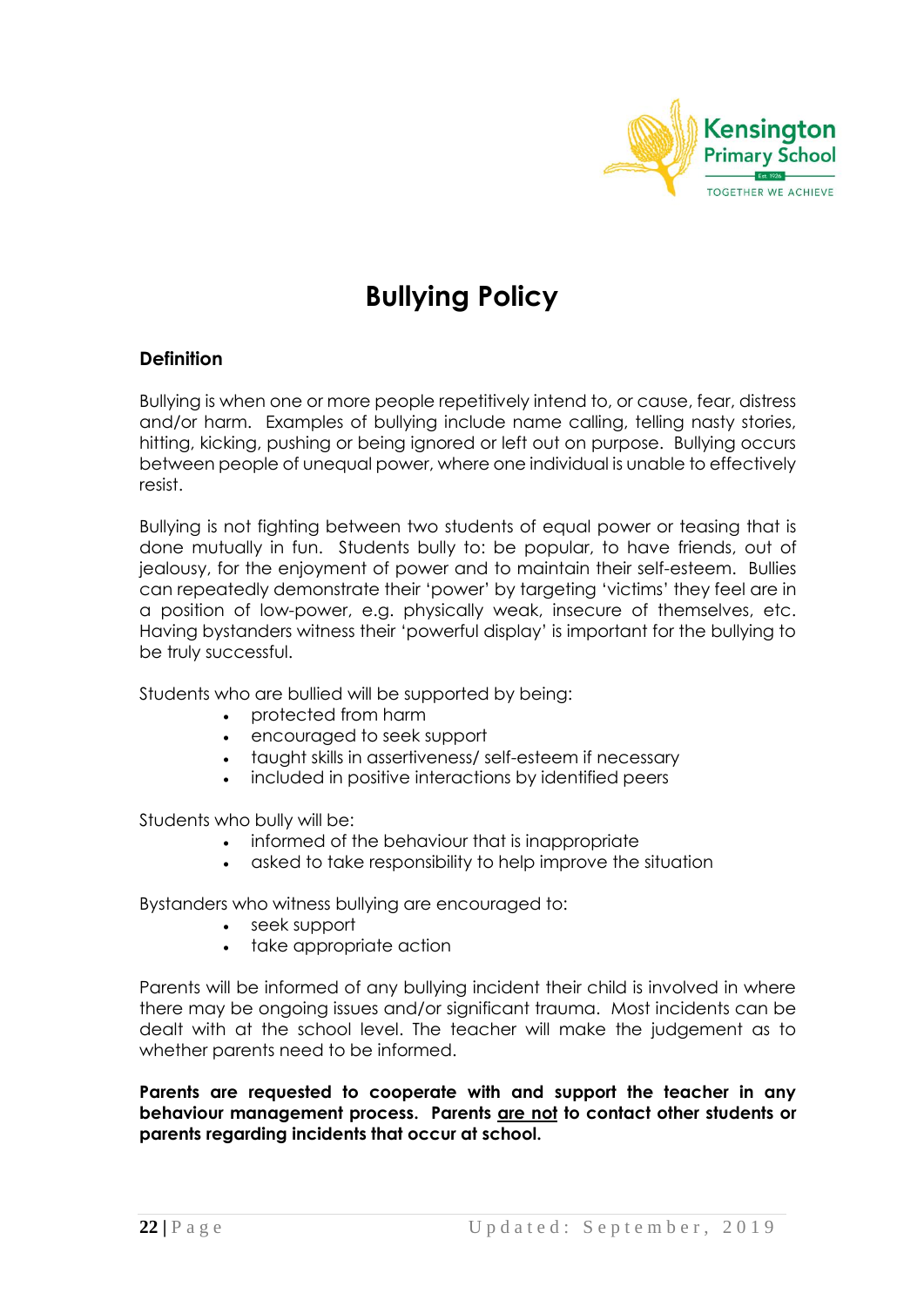# Bullying Policy

## Definition

Bullying is when one or more people repetitively intend to, or cause, fear, distress and/or harm. Examples of bullying include name calling, telling nasty stories, hitting, kicking, pushing or being ignored or left out on purpose. Bullying occurs between people of unequal power, where one individual is unable to effectively resist.

Bullying is not fighting between two students of equal power or teasing that is done mutually in fun. Students bully to: be popular, to have friends, out of jealousy, for the enjoyment of power and to maintain their self-esteem. Bullies can repeatedly demonstrate their 'power' by targeting 'victims' they feel are in a position of low-power, e.g. physically weak, insecure of themselves, etc. Having bystanders witness their 'powerful display' is important for the bullying to be truly successful.

Students who are bullied will be supported by being:

- protected from harm
- encouraged to seek support
- taught skills in assertiveness/ self-esteem if necessary
- included in positive interactions by identified peers

Students who bully will be:

- informed of the behaviour that is inappropriate
- asked to take responsibility to help improve the situation

Bystanders who witness bullying are encouraged to:

- seek support
- take appropriate action

Parents will be informed of any bullying incident their child is involved in where there may be ongoing issues and/or significant trauma. Most incidents can be dealt with at the school level. The teacher will make the judgement as to whether parents need to be informed.

**Parents are requested to cooperate with and support the teacher in any behaviour management process. Parents <u>are not</u> to contact other students or parents regarding incidents that occur at school.**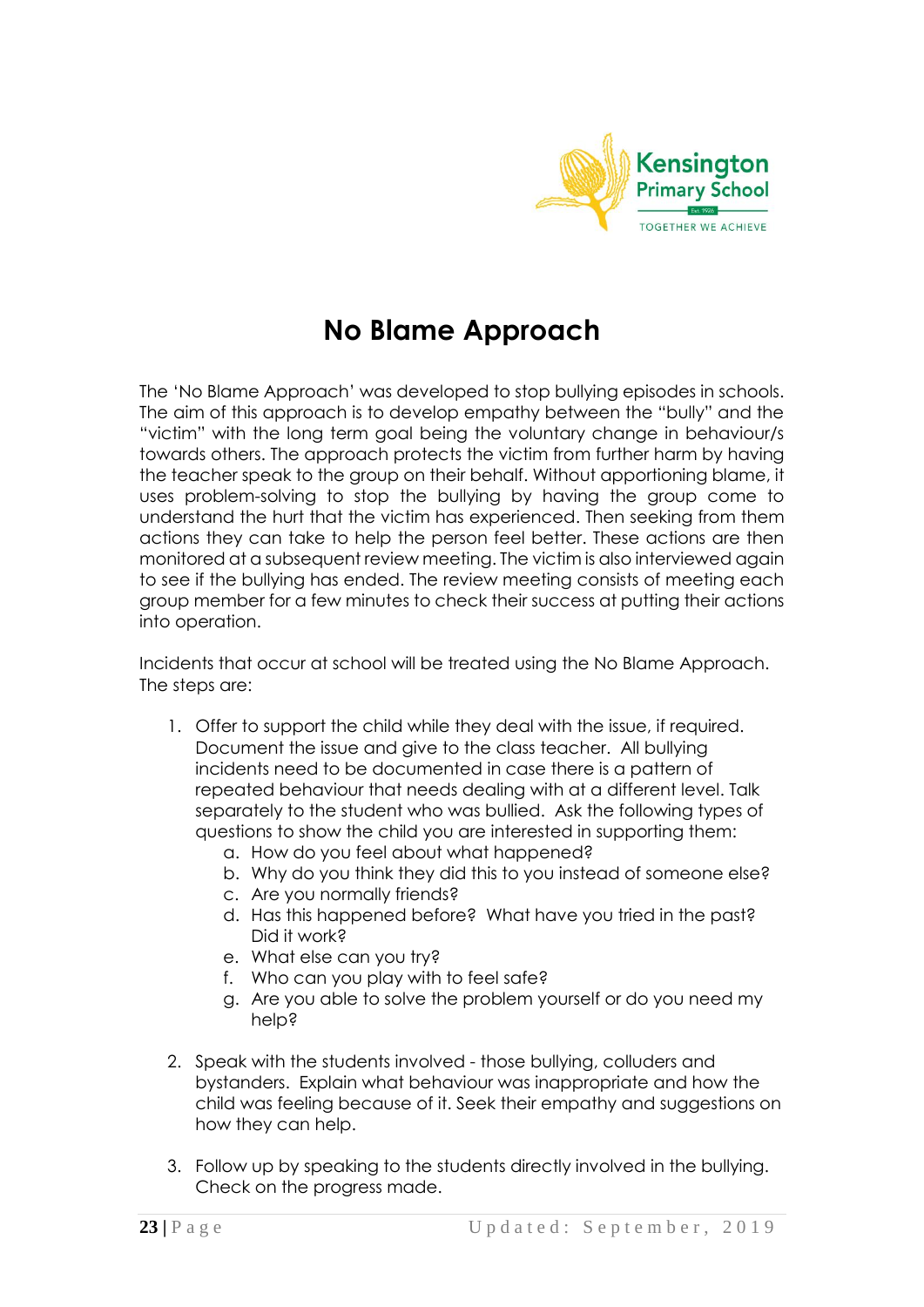# No Blame Approach

The 'No Blame Approach' was developed to stop bullying episodes in schools. The aim of this approach is to develop empathy between the "bully" and the "victim" with the long term goal being the voluntary change in behaviour/s towards others. The approach protects the victim from further harm by having the teacher speak to the group on their behalf. Without apportioning blame, it uses problem-solving to stop the bullying by having the group come to understand the hurt that the victim has experienced. Then seeking from them actions they can take to help the person feel better. These actions are then monitored at a subsequent review meeting. The victim is also interviewed again to see if the bullying has ended. The review meeting consists of meeting each group member for a few minutes to check their success at putting their actions into operation.

Incidents that occur at school will be treated using the No Blame Approach. The steps are:

1. Offer to support the child while they deal with the issue, if required. Document the issue and give to the class teacher. All bullying incidents need to be documented in case there is a pattern of repeated behaviour that needs dealing with at a different level. Talk separately to the student who was bullied. Ask the following types of questions to show the child you are interested in supporting them:
    a. How do you feel about what happened?
    b. Why do you think they did this to you instead of someone else?
    c. Are you normally friends?
    d. Has this happened before? What have you tried in the past? Did it work?
    e. What else can you try?
    f. Who can you play with to feel safe?
    g. Are you able to solve the problem yourself or do you need my help?

2. Speak with the students involved - those bullying, colluders and bystanders. Explain what behaviour was inappropriate and how the child was feeling because of it. Seek their empathy and suggestions on how they can help.

3. Follow up by speaking to the students directly involved in the bullying. Check on the progress made.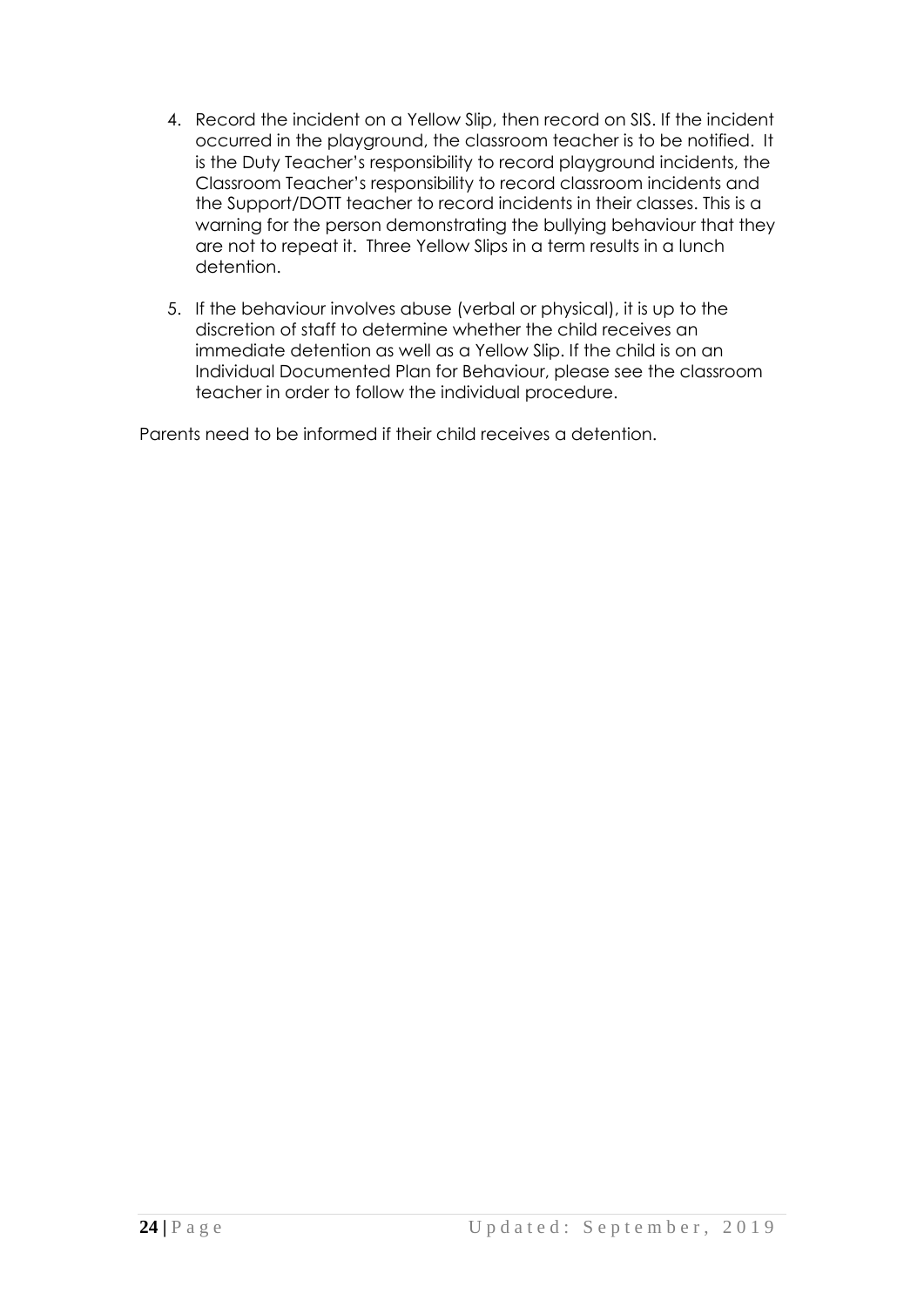4. Record the incident on a Yellow Slip, then record on SIS. If the incident occurred in the playground, the classroom teacher is to be notified. It is the Duty Teacher's responsibility to record playground incidents, the Classroom Teacher's responsibility to record classroom incidents and the Support/DOTT teacher to record incidents in their classes. This is a warning for the person demonstrating the bullying behaviour that they are not to repeat it. Three Yellow Slips in a term results in a lunch detention.

5. If the behaviour involves abuse (verbal or physical), it is up to the discretion of staff to determine whether the child receives an immediate detention as well as a Yellow Slip. If the child is on an Individual Documented Plan for Behaviour, please see the classroom teacher in order to follow the individual procedure.

Parents need to be informed if their child receives a detention.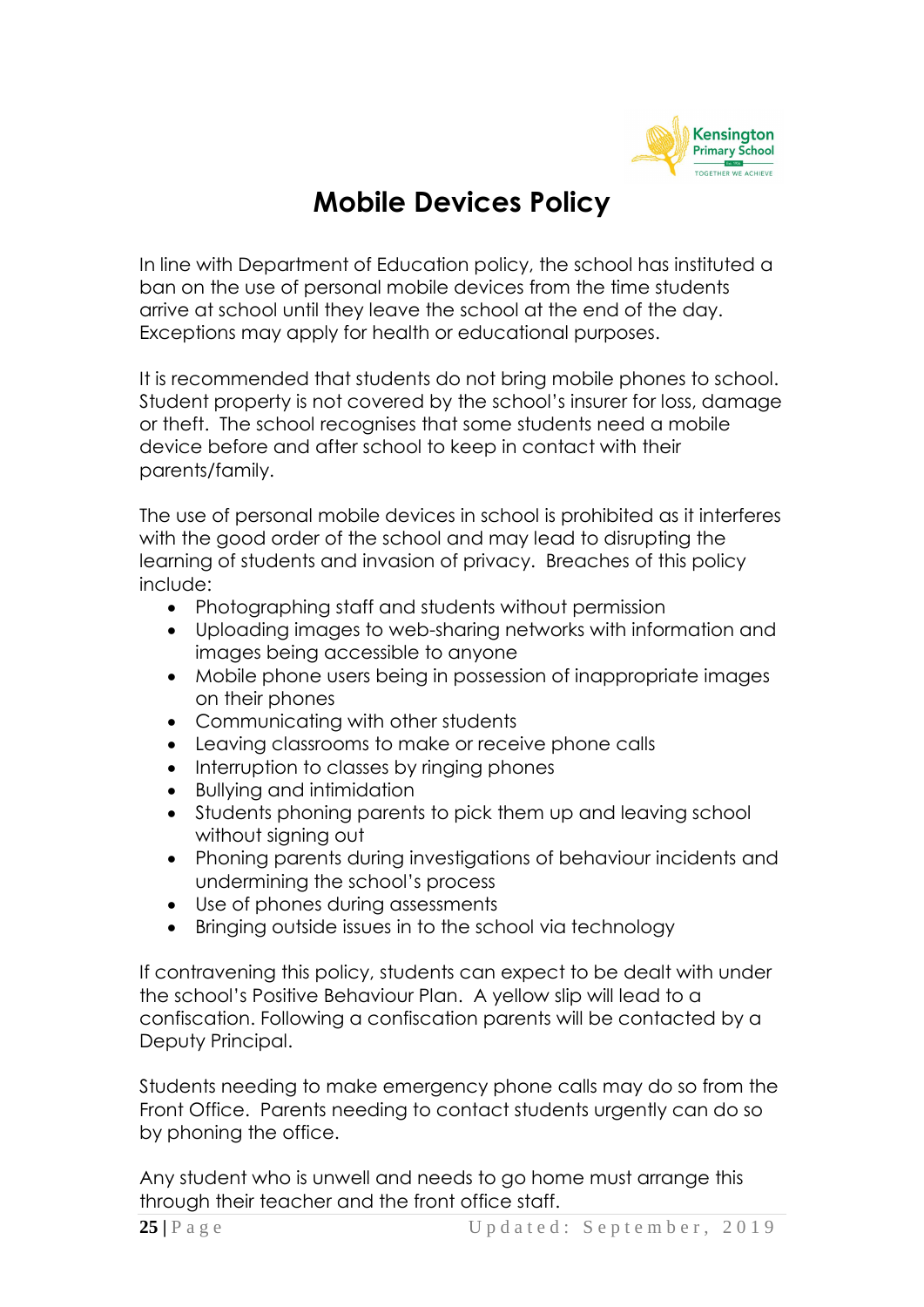# Mobile Devices Policy

In line with Department of Education policy, the school has instituted a ban on the use of personal mobile devices from the time students arrive at school until they leave the school at the end of the day. Exceptions may apply for health or educational purposes.

It is recommended that students do not bring mobile phones to school. Student property is not covered by the school's insurer for loss, damage or theft. The school recognises that some students need a mobile device before and after school to keep in contact with their parents/family.

The use of personal mobile devices in school is prohibited as it interferes with the good order of the school and may lead to disrupting the learning of students and invasion of privacy. Breaches of this policy include:

- Photographing staff and students without permission
- Uploading images to web-sharing networks with information and images being accessible to anyone
- Mobile phone users being in possession of inappropriate images on their phones
- Communicating with other students
- Leaving classrooms to make or receive phone calls
- Interruption to classes by ringing phones
- Bullying and intimidation
- Students phoning parents to pick them up and leaving school without signing out
- Phoning parents during investigations of behaviour incidents and undermining the school's process
- Use of phones during assessments
- Bringing outside issues in to the school via technology

If contravening this policy, students can expect to be dealt with under the school's Positive Behaviour Plan. A yellow slip will lead to a confiscation. Following a confiscation parents will be contacted by a Deputy Principal.

Students needing to make emergency phone calls may do so from the Front Office. Parents needing to contact students urgently can do so by phoning the office.

Any student who is unwell and needs to go home must arrange this through their teacher and the front office staff.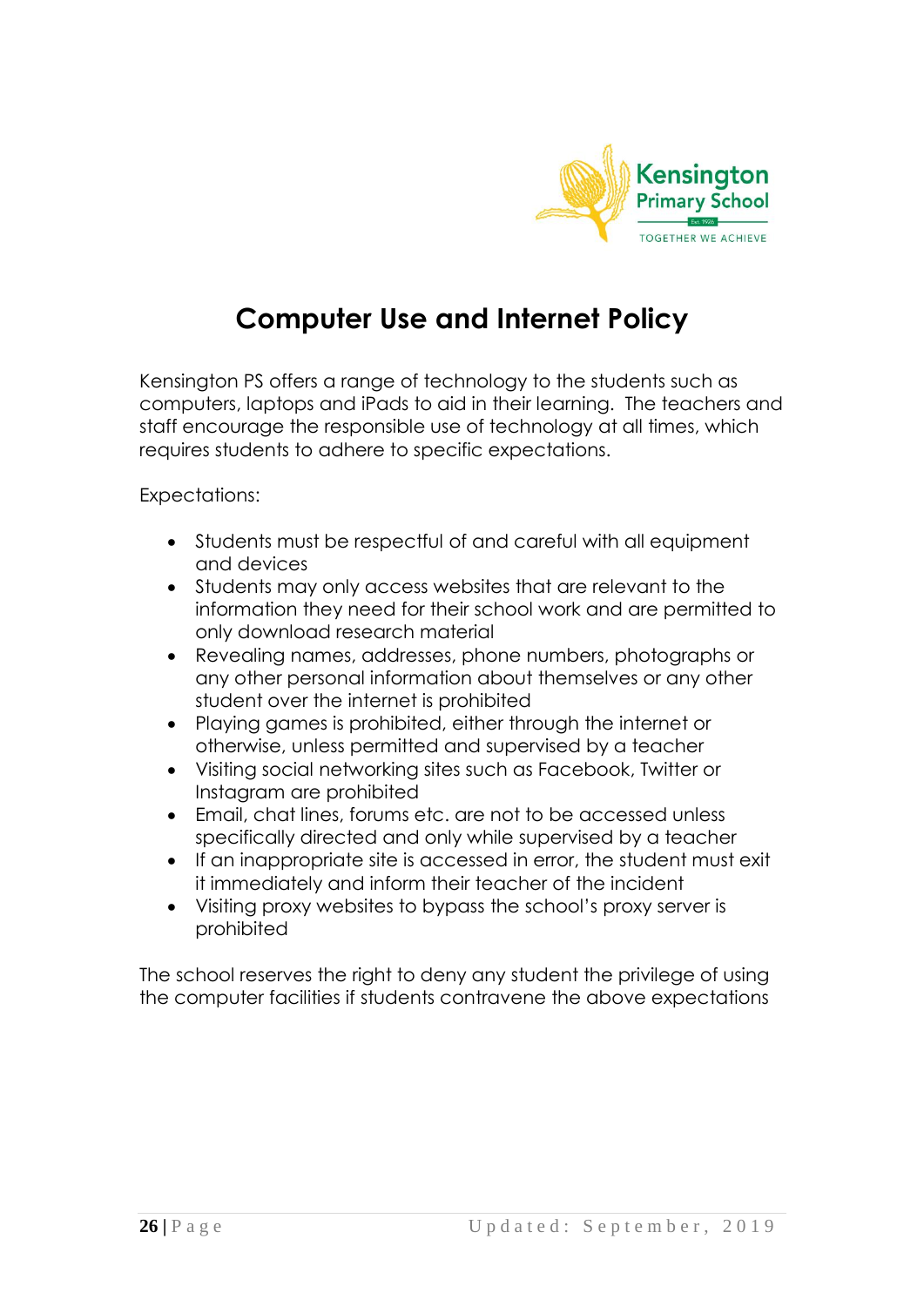# Computer Use and Internet Policy

Kensington PS offers a range of technology to the students such as computers, laptops and iPads to aid in their learning. The teachers and staff encourage the responsible use of technology at all times, which requires students to adhere to specific expectations.

Expectations:

- Students must be respectful of and careful with all equipment and devices
- Students may only access websites that are relevant to the information they need for their school work and are permitted to only download research material
- Revealing names, addresses, phone numbers, photographs or any other personal information about themselves or any other student over the internet is prohibited
- Playing games is prohibited, either through the internet or otherwise, unless permitted and supervised by a teacher
- Visiting social networking sites such as Facebook, Twitter or Instagram are prohibited
- Email, chat lines, forums etc. are not to be accessed unless specifically directed and only while supervised by a teacher
- If an inappropriate site is accessed in error, the student must exit it immediately and inform their teacher of the incident
- Visiting proxy websites to bypass the school's proxy server is prohibited

The school reserves the right to deny any student the privilege of using the computer facilities if students contravene the above expectations